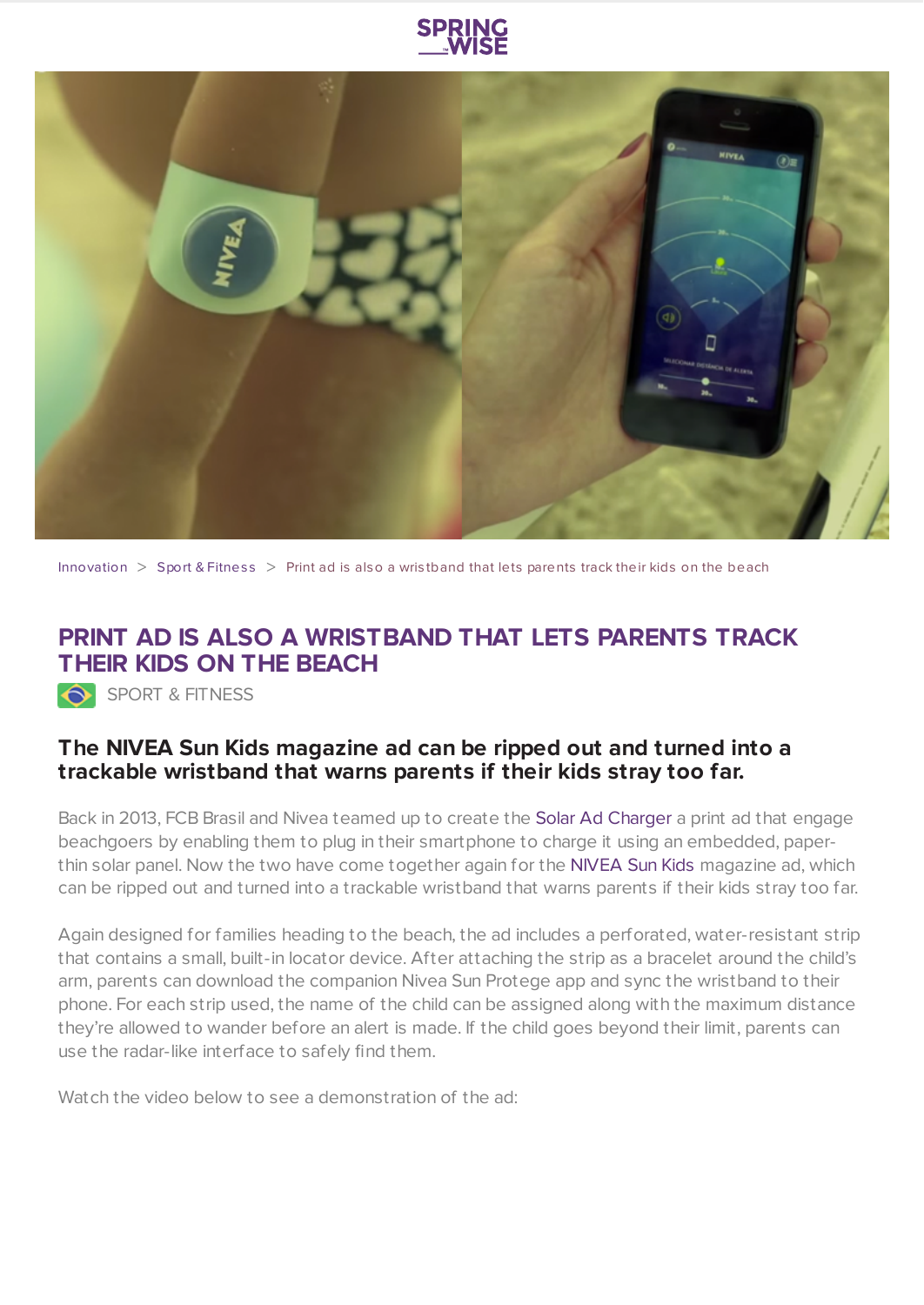Innovation > Sport & Fitness > Print ad is also a wristband that lets parents track their kids on the beach

# PRINT AD IS ALSO A WRISTBAND THAT LETS PARENTS TRACK THEIR KIDS ON THE BEACH

SPORT & FITNESS

### The NIVEA Sun Kids magazine ad can be ripped out and turned into a trackable wristband that warns parents if their kids stray too far.

Back in 2013, FCB Brasil and Nivea teamed up to create the Solar Ad Charger a print ad that engage beachgoers by enabling them to plug in their smartphone to charge it using an embedded, paper-thin solar panel. Now the two have come together again for the NIVEA Sun Kids magazine ad, which can be ripped out and turned into a trackable wristband that warns parents if their kids stray too far.

Again designed for families heading to the beach, the ad includes a perforated, water-resistant strip that contains a small, built-in locator device. After attaching the strip as a bracelet around the child's arm, parents can download the companion Nivea Sun Protege app and sync the wristband to their phone. For each strip used, the name of the child can be assigned along with the maximum distance they're allowed to wander before an alert is made. If the child goes beyond their limit, parents can use the radar-like interface to safely find them.

Watch the video below to see a demonstration of the ad: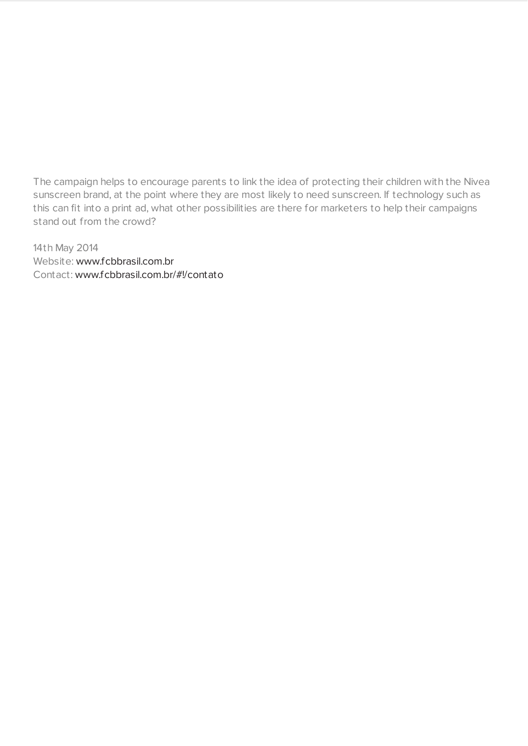The campaign helps to encourage parents to link the idea of protecting their children with the Nivea sunscreen brand, at the point where they are most likely to need sunscreen. If technology such as this can fit into a print ad, what other possibilities are there for marketers to help their campaigns stand out from the crowd?

14th May 2014
Website: www.fcbbrasil.com.br
Contact: www.fcbbrasil.com.br/#!/contato